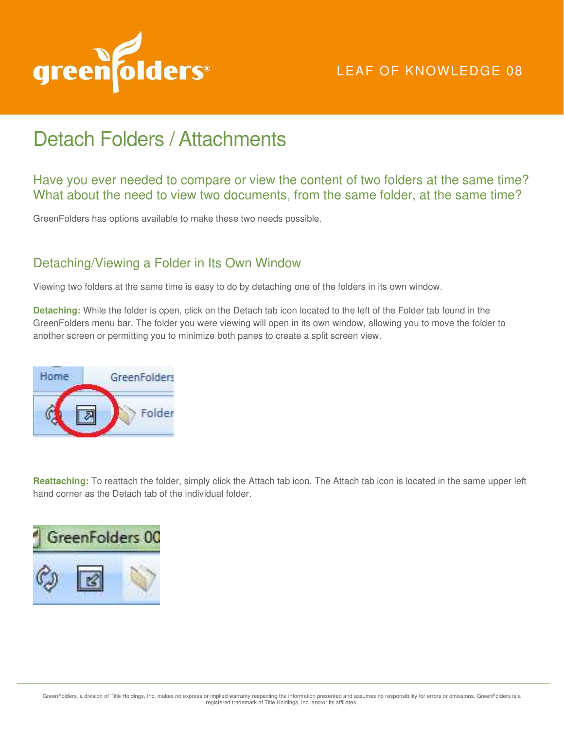LEAF OF KNOWLEDGE 08

# Detach Folders / Attachments

## Have you ever needed to compare or view the content of two folders at the same time? What about the need to view two documents, from the same folder, at the same time?

GreenFolders has options available to make these two needs possible.

### Detaching/Viewing a Folder in Its Own Window

Viewing two folders at the same time is easy to do by detaching one of the folders in its own window.

**Detaching:** While the folder is open, click on the Detach tab icon located to the left of the Folder tab found in the GreenFolders menu bar. The folder you were viewing will open in its own window, allowing you to move the folder to another screen or permitting you to minimize both panes to create a split screen view.

**Reattaching:** To reattach the folder, simply click the Attach tab icon. The Attach tab icon is located in the same upper left hand corner as the Detach tab of the individual folder.

GreenFolders, a division of Title Holdings, Inc. makes no express or implied warranty respecting the information presented and assumes no responsibility for errors or omissions. GreenFolders is a registered trademark of Title Holdings, Inc. and/or its affiliates.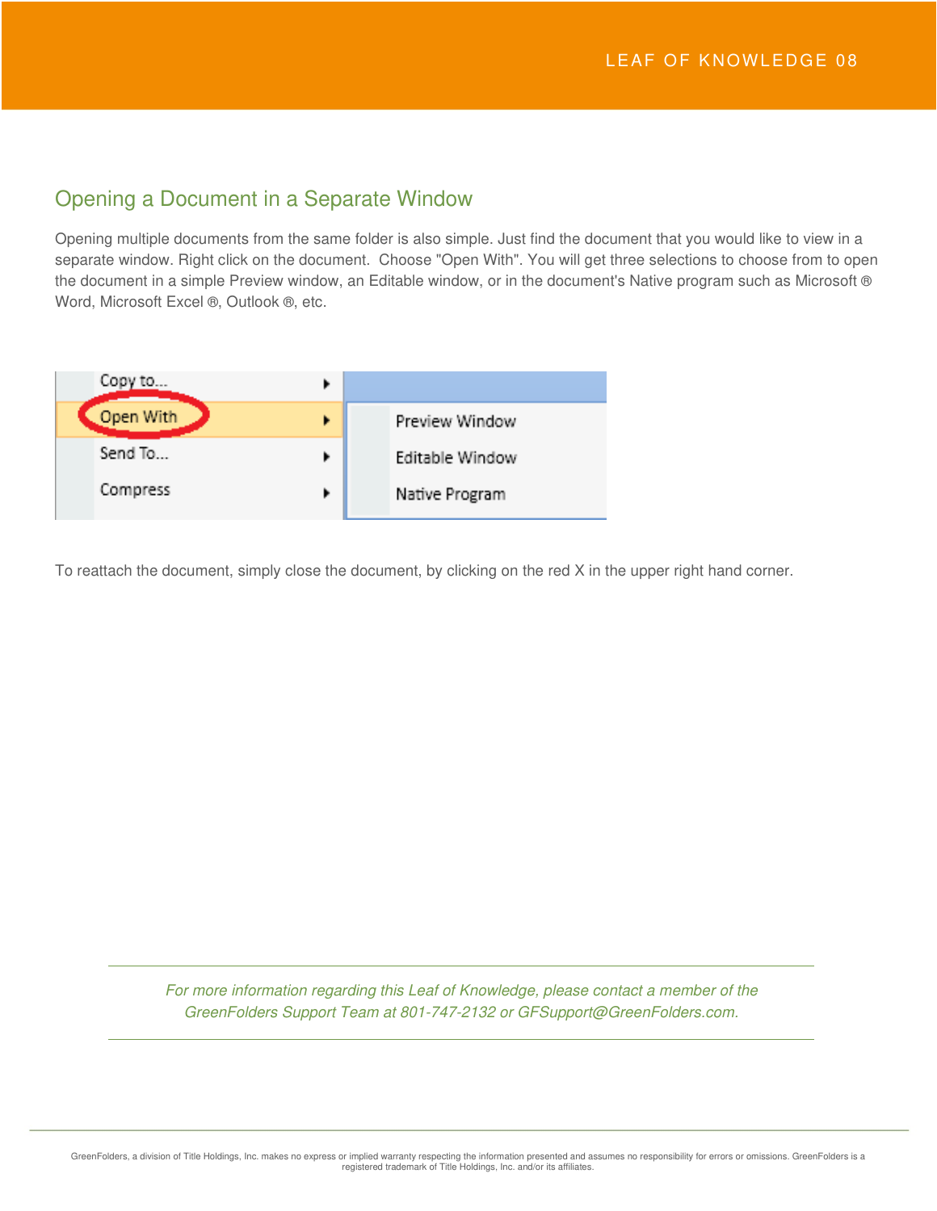## Opening a Document in a Separate Window

Opening multiple documents from the same folder is also simple. Just find the document that you would like to view in a separate window. Right click on the document. Choose "Open With". You will get three selections to choose from to open the document in a simple Preview window, an Editable window, or in the document's Native program such as Microsoft ® Word, Microsoft Excel ®, Outlook ®, etc.

Copy to...
Open With
Send To...
Compress

Preview Window
Editable Window
Native Program

To reattach the document, simply close the document, by clicking on the red X in the upper right hand corner.

---

*For more information regarding this Leaf of Knowledge, please contact a member of the GreenFolders Support Team at 801-747-2132 or GFSupport@GreenFolders.com.*

---

GreenFolders, a division of Title Holdings, Inc. makes no express or implied warranty respecting the information presented and assumes no responsibility for errors or omissions. GreenFolders is a registered trademark of Title Holdings, Inc. and/or its affiliates.